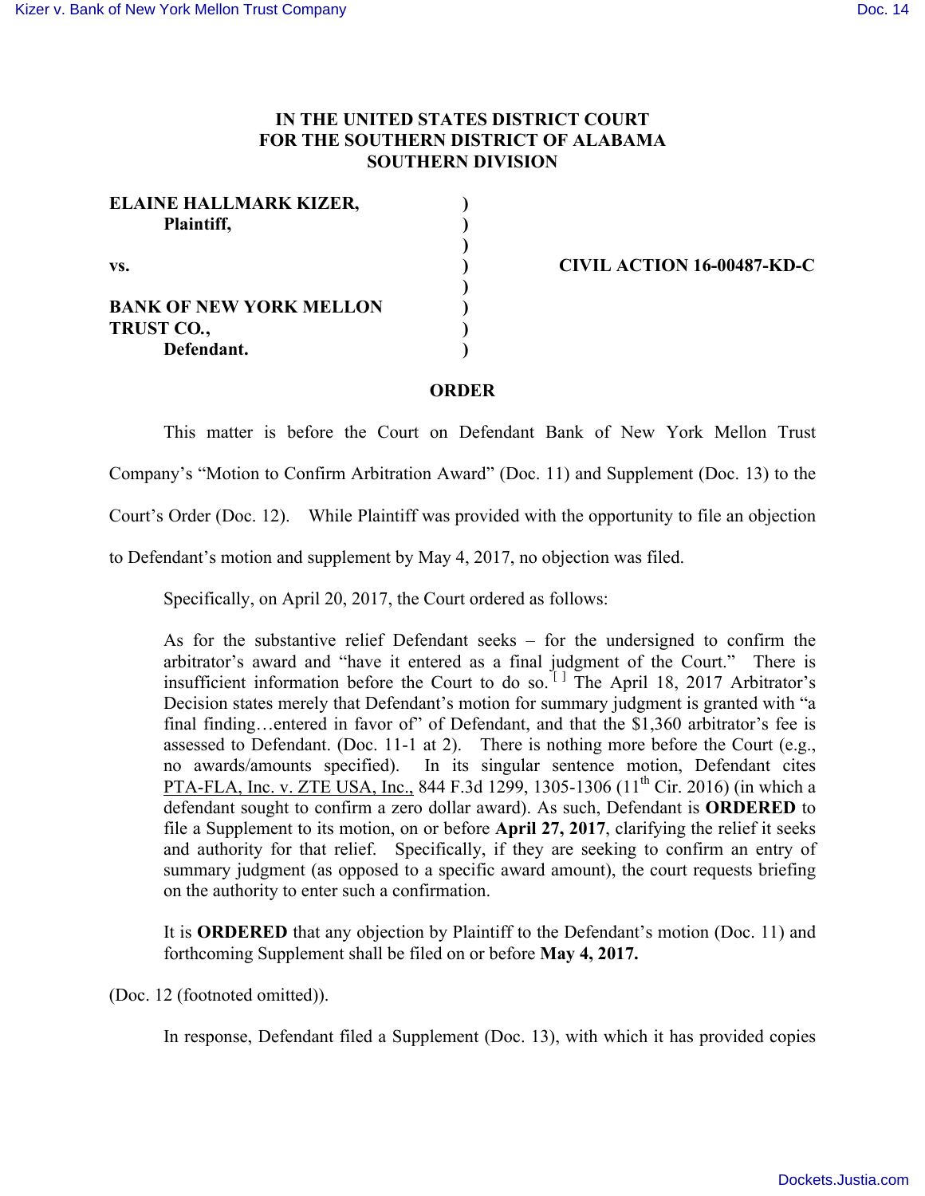# IN THE UNITED STATES DISTRICT COURT FOR THE SOUTHERN DISTRICT OF ALABAMA SOUTHERN DIVISION

| | | |
|---|---|---|
| **ELAINE HALLMARK KIZER,** **Plaintiff,** | ) | |
| | ) | |
| **vs.** | ) | **CIVIL ACTION 16-00487-KD-C** |
| | ) | |
| **BANK OF NEW YORK MELLON TRUST CO.,** **Defendant.** | ) | |

## ORDER

This matter is before the Court on Defendant Bank of New York Mellon Trust Company's "Motion to Confirm Arbitration Award" (Doc. 11) and Supplement (Doc. 13) to the Court's Order (Doc. 12). While Plaintiff was provided with the opportunity to file an objection to Defendant's motion and supplement by May 4, 2017, no objection was filed.

Specifically, on April 20, 2017, the Court ordered as follows:

> As for the substantive relief Defendant seeks – for the undersigned to confirm the arbitrator's award and "have it entered as a final judgment of the Court." There is insufficient information before the Court to do so. [ ] The April 18, 2017 Arbitrator's Decision states merely that Defendant's motion for summary judgment is granted with "a final finding…entered in favor of" of Defendant, and that the $1,360 arbitrator's fee is assessed to Defendant. (Doc. 11-1 at 2). There is nothing more before the Court (e.g., no awards/amounts specified). In its singular sentence motion, Defendant cites PTA-FLA, Inc. v. ZTE USA, Inc., 844 F.3d 1299, 1305-1306 (11th Cir. 2016) (in which a defendant sought to confirm a zero dollar award). As such, Defendant is **ORDERED** to file a Supplement to its motion, on or before **April 27, 2017**, clarifying the relief it seeks and authority for that relief. Specifically, if they are seeking to confirm an entry of summary judgment (as opposed to a specific award amount), the court requests briefing on the authority to enter such a confirmation.
>
> It is **ORDERED** that any objection by Plaintiff to the Defendant's motion (Doc. 11) and forthcoming Supplement shall be filed on or before **May 4, 2017.**

(Doc. 12 (footnoted omitted)).

In response, Defendant filed a Supplement (Doc. 13), with which it has provided copies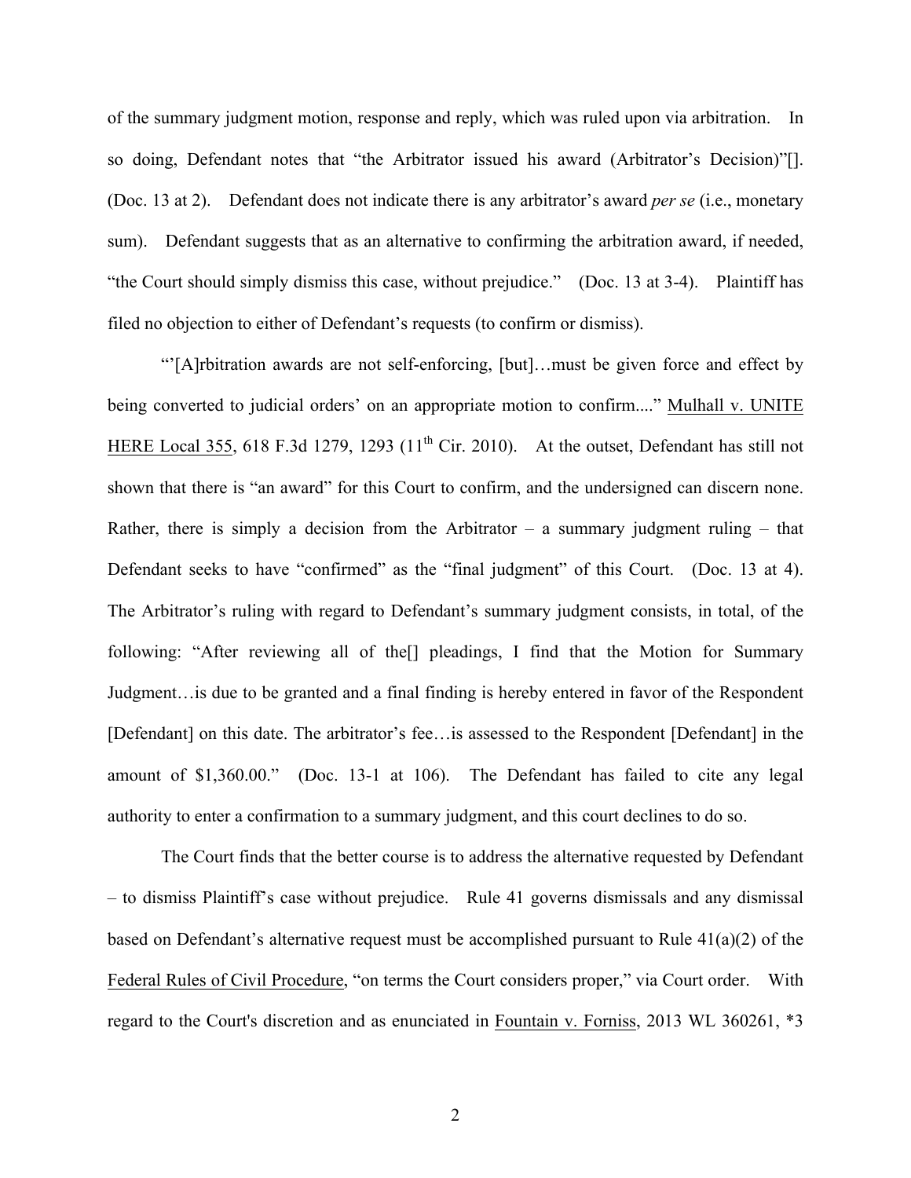of the summary judgment motion, response and reply, which was ruled upon via arbitration. In so doing, Defendant notes that "the Arbitrator issued his award (Arbitrator's Decision)"[]. (Doc. 13 at 2). Defendant does not indicate there is any arbitrator's award *per se* (i.e., monetary sum). Defendant suggests that as an alternative to confirming the arbitration award, if needed, "the Court should simply dismiss this case, without prejudice." (Doc. 13 at 3-4). Plaintiff has filed no objection to either of Defendant's requests (to confirm or dismiss).

"'[A]rbitration awards are not self-enforcing, [but]…must be given force and effect by being converted to judicial orders' on an appropriate motion to confirm...." Mulhall v. UNITE HERE Local 355, 618 F.3d 1279, 1293 (11th Cir. 2010). At the outset, Defendant has still not shown that there is "an award" for this Court to confirm, and the undersigned can discern none. Rather, there is simply a decision from the Arbitrator – a summary judgment ruling – that Defendant seeks to have "confirmed" as the "final judgment" of this Court. (Doc. 13 at 4). The Arbitrator's ruling with regard to Defendant's summary judgment consists, in total, of the following: "After reviewing all of the[] pleadings, I find that the Motion for Summary Judgment…is due to be granted and a final finding is hereby entered in favor of the Respondent [Defendant] on this date. The arbitrator's fee…is assessed to the Respondent [Defendant] in the amount of $1,360.00." (Doc. 13-1 at 106). The Defendant has failed to cite any legal authority to enter a confirmation to a summary judgment, and this court declines to do so.

The Court finds that the better course is to address the alternative requested by Defendant – to dismiss Plaintiff's case without prejudice. Rule 41 governs dismissals and any dismissal based on Defendant's alternative request must be accomplished pursuant to Rule 41(a)(2) of the Federal Rules of Civil Procedure, "on terms the Court considers proper," via Court order. With regard to the Court's discretion and as enunciated in Fountain v. Forniss, 2013 WL 360261, \*3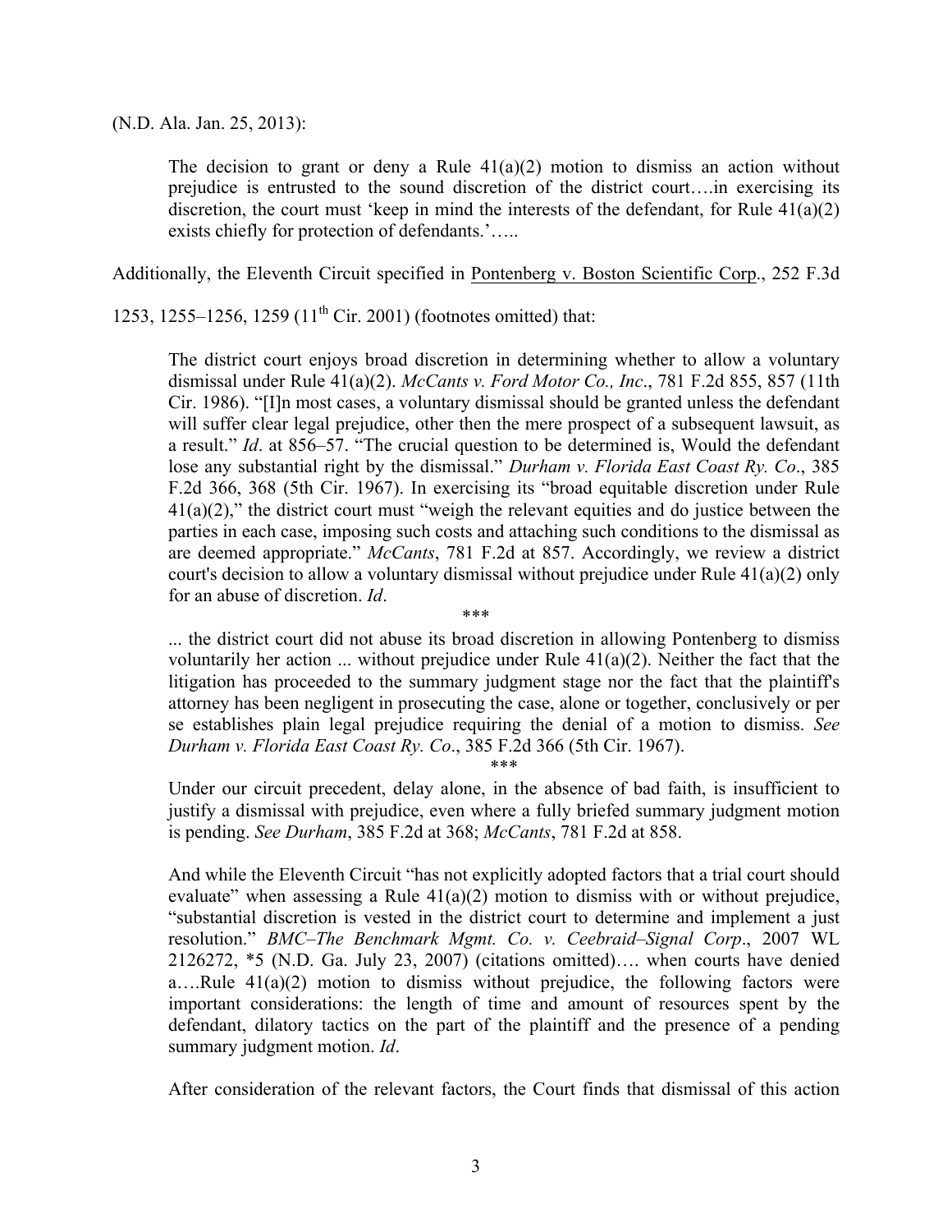(N.D. Ala. Jan. 25, 2013):

> The decision to grant or deny a Rule 41(a)(2) motion to dismiss an action without prejudice is entrusted to the sound discretion of the district court….in exercising its discretion, the court must 'keep in mind the interests of the defendant, for Rule 41(a)(2) exists chiefly for protection of defendants.'…..

Additionally, the Eleventh Circuit specified in Pontenberg v. Boston Scientific Corp., 252 F.3d 1253, 1255–1256, 1259 (11th Cir. 2001) (footnotes omitted) that:

> The district court enjoys broad discretion in determining whether to allow a voluntary dismissal under Rule 41(a)(2). *McCants v. Ford Motor Co., Inc*., 781 F.2d 855, 857 (11th Cir. 1986). "[I]n most cases, a voluntary dismissal should be granted unless the defendant will suffer clear legal prejudice, other then the mere prospect of a subsequent lawsuit, as a result." *Id*. at 856–57. "The crucial question to be determined is, Would the defendant lose any substantial right by the dismissal." *Durham v. Florida East Coast Ry. Co*., 385 F.2d 366, 368 (5th Cir. 1967). In exercising its "broad equitable discretion under Rule 41(a)(2)," the district court must "weigh the relevant equities and do justice between the parties in each case, imposing such costs and attaching such conditions to the dismissal as are deemed appropriate." *McCants*, 781 F.2d at 857. Accordingly, we review a district court's decision to allow a voluntary dismissal without prejudice under Rule 41(a)(2) only for an abuse of discretion. *Id*.
>
> \*\*\*
>
> ... the district court did not abuse its broad discretion in allowing Pontenberg to dismiss voluntarily her action ... without prejudice under Rule 41(a)(2). Neither the fact that the litigation has proceeded to the summary judgment stage nor the fact that the plaintiff's attorney has been negligent in prosecuting the case, alone or together, conclusively or per se establishes plain legal prejudice requiring the denial of a motion to dismiss. *See Durham v. Florida East Coast Ry. Co*., 385 F.2d 366 (5th Cir. 1967).
>
> \*\*\*
>
> Under our circuit precedent, delay alone, in the absence of bad faith, is insufficient to justify a dismissal with prejudice, even where a fully briefed summary judgment motion is pending. *See Durham*, 385 F.2d at 368; *McCants*, 781 F.2d at 858.
>
> And while the Eleventh Circuit "has not explicitly adopted factors that a trial court should evaluate" when assessing a Rule 41(a)(2) motion to dismiss with or without prejudice, "substantial discretion is vested in the district court to determine and implement a just resolution." *BMC–The Benchmark Mgmt. Co. v. Ceebraid–Signal Corp*., 2007 WL 2126272, \*5 (N.D. Ga. July 23, 2007) (citations omitted)…. when courts have denied a….Rule 41(a)(2) motion to dismiss without prejudice, the following factors were important considerations: the length of time and amount of resources spent by the defendant, dilatory tactics on the part of the plaintiff and the presence of a pending summary judgment motion. *Id*.
>
> After consideration of the relevant factors, the Court finds that dismissal of this action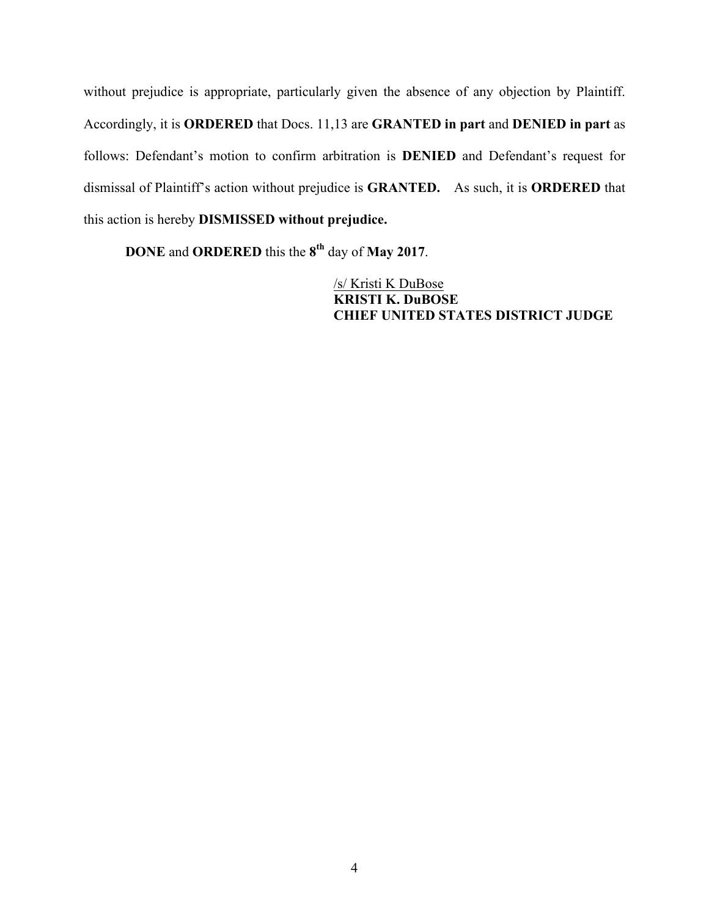without prejudice is appropriate, particularly given the absence of any objection by Plaintiff. Accordingly, it is **ORDERED** that Docs. 11,13 are **GRANTED in part** and **DENIED in part** as follows: Defendant's motion to confirm arbitration is **DENIED** and Defendant's request for dismissal of Plaintiff's action without prejudice is **GRANTED.** As such, it is **ORDERED** that this action is hereby **DISMISSED without prejudice.**

**DONE** and **ORDERED** this the **8th** day of **May 2017**.

/s/ Kristi K DuBose
**KRISTI K. DuBOSE**
**CHIEF UNITED STATES DISTRICT JUDGE**